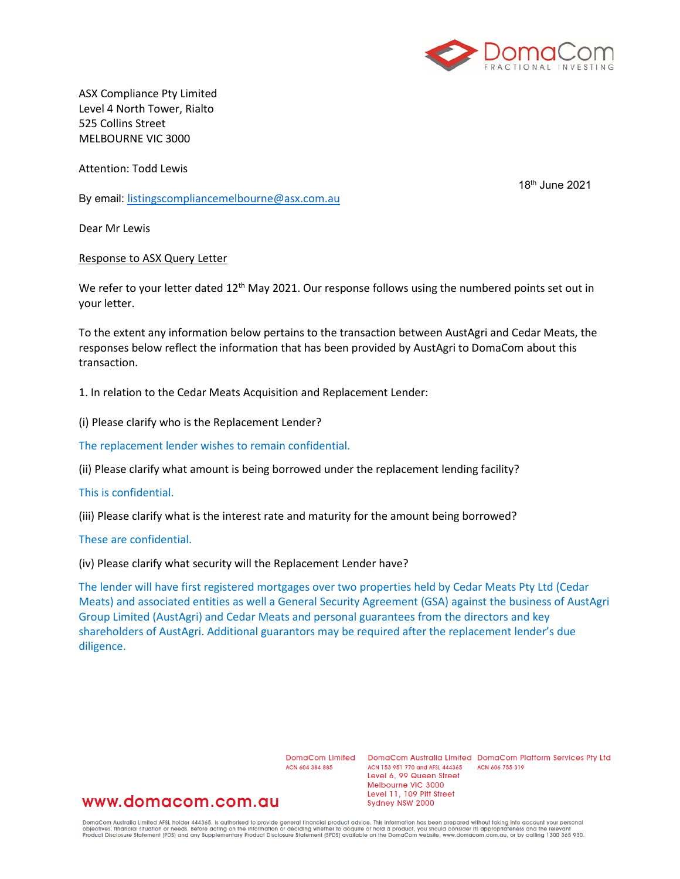ASX Compliance Pty Limited
Level 4 North Tower, Rialto
525 Collins Street
MELBOURNE VIC 3000

Attention: Todd Lewis

18th June 2021

By email: listingscompliancemelbourne@asx.com.au

Dear Mr Lewis

Response to ASX Query Letter

We refer to your letter dated 12th May 2021. Our response follows using the numbered points set out in your letter.

To the extent any information below pertains to the transaction between AustAgri and Cedar Meats, the responses below reflect the information that has been provided by AustAgri to DomaCom about this transaction.

1. In relation to the Cedar Meats Acquisition and Replacement Lender:

(i) Please clarify who is the Replacement Lender?

The replacement lender wishes to remain confidential.

(ii) Please clarify what amount is being borrowed under the replacement lending facility?

This is confidential.

(iii) Please clarify what is the interest rate and maturity for the amount being borrowed?

These are confidential.

(iv) Please clarify what security will the Replacement Lender have?

The lender will have first registered mortgages over two properties held by Cedar Meats Pty Ltd (Cedar Meats) and associated entities as well a General Security Agreement (GSA) against the business of AustAgri Group Limited (AustAgri) and Cedar Meats and personal guarantees from the directors and key shareholders of AustAgri. Additional guarantors may be required after the replacement lender's due diligence.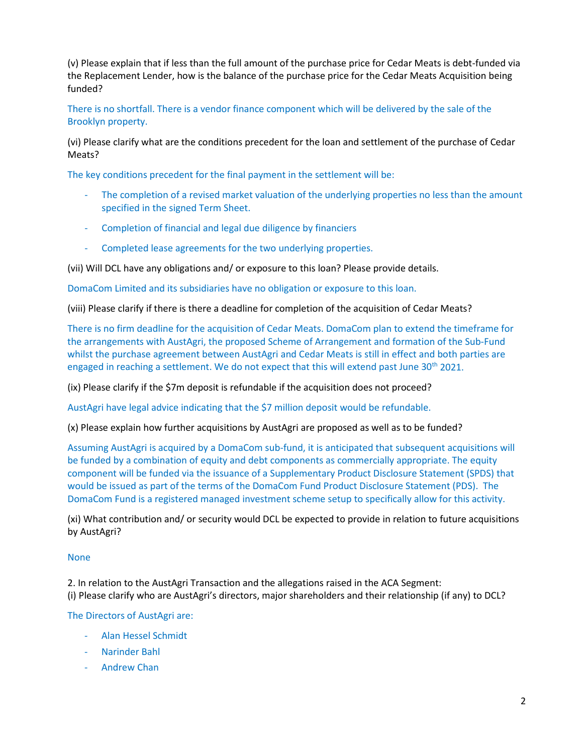(v) Please explain that if less than the full amount of the purchase price for Cedar Meats is debt-funded via the Replacement Lender, how is the balance of the purchase price for the Cedar Meats Acquisition being funded?

There is no shortfall. There is a vendor finance component which will be delivered by the sale of the Brooklyn property.

(vi) Please clarify what are the conditions precedent for the loan and settlement of the purchase of Cedar Meats?

The key conditions precedent for the final payment in the settlement will be:

- The completion of a revised market valuation of the underlying properties no less than the amount specified in the signed Term Sheet.
- Completion of financial and legal due diligence by financiers
- Completed lease agreements for the two underlying properties.

(vii) Will DCL have any obligations and/ or exposure to this loan? Please provide details.

DomaCom Limited and its subsidiaries have no obligation or exposure to this loan.

(viii) Please clarify if there is there a deadline for completion of the acquisition of Cedar Meats?

There is no firm deadline for the acquisition of Cedar Meats. DomaCom plan to extend the timeframe for the arrangements with AustAgri, the proposed Scheme of Arrangement and formation of the Sub-Fund whilst the purchase agreement between AustAgri and Cedar Meats is still in effect and both parties are engaged in reaching a settlement. We do not expect that this will extend past June 30th 2021.

(ix) Please clarify if the $7m deposit is refundable if the acquisition does not proceed?

AustAgri have legal advice indicating that the $7 million deposit would be refundable.

(x) Please explain how further acquisitions by AustAgri are proposed as well as to be funded?

Assuming AustAgri is acquired by a DomaCom sub-fund, it is anticipated that subsequent acquisitions will be funded by a combination of equity and debt components as commercially appropriate. The equity component will be funded via the issuance of a Supplementary Product Disclosure Statement (SPDS) that would be issued as part of the terms of the DomaCom Fund Product Disclosure Statement (PDS). The DomaCom Fund is a registered managed investment scheme setup to specifically allow for this activity.

(xi) What contribution and/ or security would DCL be expected to provide in relation to future acquisitions by AustAgri?

None

2. In relation to the AustAgri Transaction and the allegations raised in the ACA Segment:
(i) Please clarify who are AustAgri's directors, major shareholders and their relationship (if any) to DCL?

The Directors of AustAgri are:

- Alan Hessel Schmidt
- Narinder Bahl
- Andrew Chan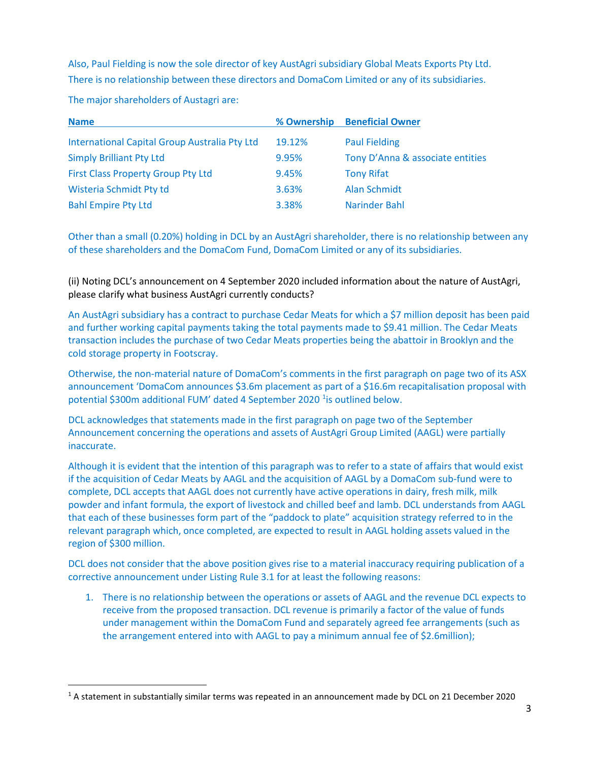Also, Paul Fielding is now the sole director of key AustAgri subsidiary Global Meats Exports Pty Ltd. There is no relationship between these directors and DomaCom Limited or any of its subsidiaries.

The major shareholders of Austagri are:

| Name | % Ownership | Beneficial Owner |
|---|---|---|
| International Capital Group Australia Pty Ltd | 19.12% | Paul Fielding |
| Simply Brilliant Pty Ltd | 9.95% | Tony D'Anna & associate entities |
| First Class Property Group Pty Ltd | 9.45% | Tony Rifat |
| Wisteria Schmidt Pty td | 3.63% | Alan Schmidt |
| Bahl Empire Pty Ltd | 3.38% | Narinder Bahl |

Other than a small (0.20%) holding in DCL by an AustAgri shareholder, there is no relationship between any of these shareholders and the DomaCom Fund, DomaCom Limited or any of its subsidiaries.

(ii) Noting DCL's announcement on 4 September 2020 included information about the nature of AustAgri, please clarify what business AustAgri currently conducts?

An AustAgri subsidiary has a contract to purchase Cedar Meats for which a $7 million deposit has been paid and further working capital payments taking the total payments made to $9.41 million. The Cedar Meats transaction includes the purchase of two Cedar Meats properties being the abattoir in Brooklyn and the cold storage property in Footscray.

Otherwise, the non-material nature of DomaCom's comments in the first paragraph on page two of its ASX announcement 'DomaCom announces $3.6m placement as part of a $16.6m recapitalisation proposal with potential $300m additional FUM' dated 4 September 2020 [1]is outlined below.

DCL acknowledges that statements made in the first paragraph on page two of the September Announcement concerning the operations and assets of AustAgri Group Limited (AAGL) were partially inaccurate.

Although it is evident that the intention of this paragraph was to refer to a state of affairs that would exist if the acquisition of Cedar Meats by AAGL and the acquisition of AAGL by a DomaCom sub-fund were to complete, DCL accepts that AAGL does not currently have active operations in dairy, fresh milk, milk powder and infant formula, the export of livestock and chilled beef and lamb. DCL understands from AAGL that each of these businesses form part of the "paddock to plate" acquisition strategy referred to in the relevant paragraph which, once completed, are expected to result in AAGL holding assets valued in the region of $300 million.

DCL does not consider that the above position gives rise to a material inaccuracy requiring publication of a corrective announcement under Listing Rule 3.1 for at least the following reasons:

1. There is no relationship between the operations or assets of AAGL and the revenue DCL expects to receive from the proposed transaction. DCL revenue is primarily a factor of the value of funds under management within the DomaCom Fund and separately agreed fee arrangements (such as the arrangement entered into with AAGL to pay a minimum annual fee of $2.6million);

[1] A statement in substantially similar terms was repeated in an announcement made by DCL on 21 December 2020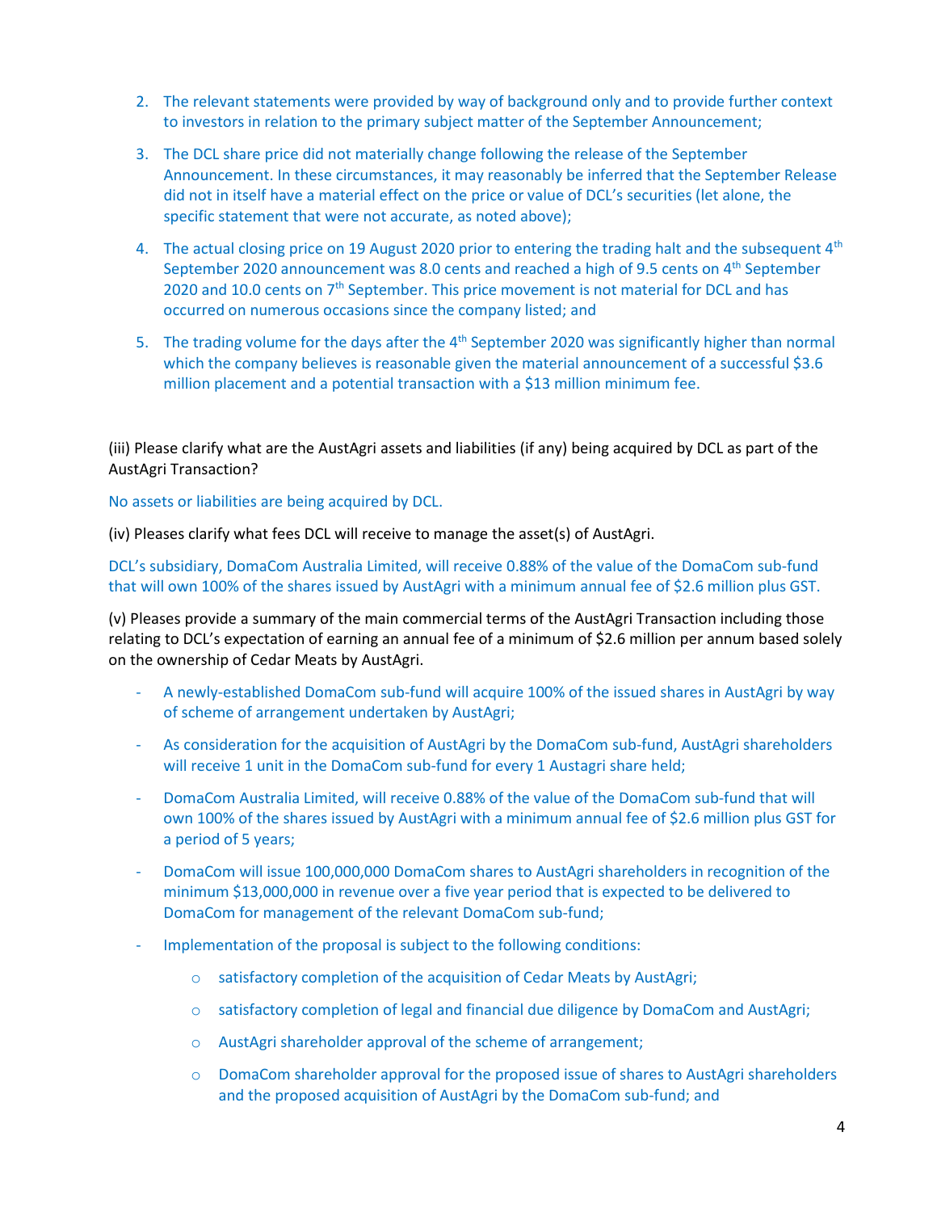2. The relevant statements were provided by way of background only and to provide further context to investors in relation to the primary subject matter of the September Announcement;

3. The DCL share price did not materially change following the release of the September Announcement. In these circumstances, it may reasonably be inferred that the September Release did not in itself have a material effect on the price or value of DCL's securities (let alone, the specific statement that were not accurate, as noted above);

4. The actual closing price on 19 August 2020 prior to entering the trading halt and the subsequent 4th September 2020 announcement was 8.0 cents and reached a high of 9.5 cents on 4th September 2020 and 10.0 cents on 7th September. This price movement is not material for DCL and has occurred on numerous occasions since the company listed; and

5. The trading volume for the days after the 4th September 2020 was significantly higher than normal which the company believes is reasonable given the material announcement of a successful $3.6 million placement and a potential transaction with a $13 million minimum fee.

(iii) Please clarify what are the AustAgri assets and liabilities (if any) being acquired by DCL as part of the AustAgri Transaction?

No assets or liabilities are being acquired by DCL.

(iv) Pleases clarify what fees DCL will receive to manage the asset(s) of AustAgri.

DCL's subsidiary, DomaCom Australia Limited, will receive 0.88% of the value of the DomaCom sub-fund that will own 100% of the shares issued by AustAgri with a minimum annual fee of $2.6 million plus GST.

(v) Pleases provide a summary of the main commercial terms of the AustAgri Transaction including those relating to DCL's expectation of earning an annual fee of a minimum of $2.6 million per annum based solely on the ownership of Cedar Meats by AustAgri.

- A newly-established DomaCom sub-fund will acquire 100% of the issued shares in AustAgri by way of scheme of arrangement undertaken by AustAgri;
- As consideration for the acquisition of AustAgri by the DomaCom sub-fund, AustAgri shareholders will receive 1 unit in the DomaCom sub-fund for every 1 Austagri share held;
- DomaCom Australia Limited, will receive 0.88% of the value of the DomaCom sub-fund that will own 100% of the shares issued by AustAgri with a minimum annual fee of $2.6 million plus GST for a period of 5 years;
- DomaCom will issue 100,000,000 DomaCom shares to AustAgri shareholders in recognition of the minimum $13,000,000 in revenue over a five year period that is expected to be delivered to DomaCom for management of the relevant DomaCom sub-fund;
- Implementation of the proposal is subject to the following conditions:
  - satisfactory completion of the acquisition of Cedar Meats by AustAgri;
  - satisfactory completion of legal and financial due diligence by DomaCom and AustAgri;
  - AustAgri shareholder approval of the scheme of arrangement;
  - DomaCom shareholder approval for the proposed issue of shares to AustAgri shareholders and the proposed acquisition of AustAgri by the DomaCom sub-fund; and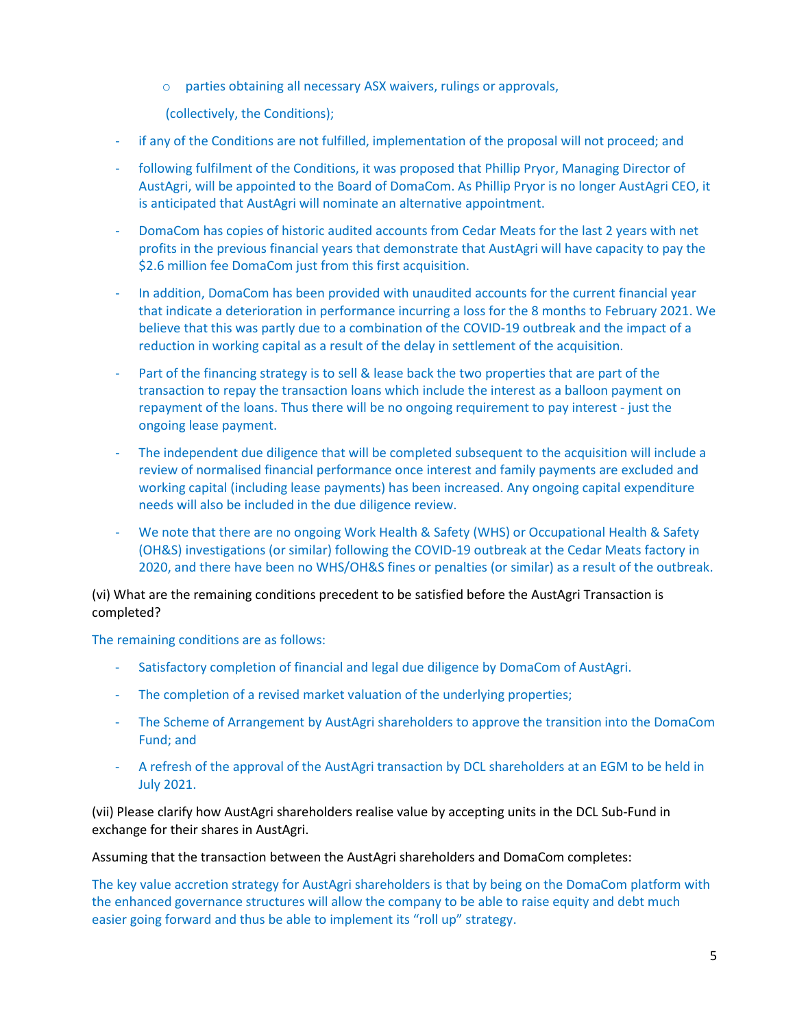- parties obtaining all necessary ASX waivers, rulings or approvals,

   (collectively, the Conditions);

- if any of the Conditions are not fulfilled, implementation of the proposal will not proceed; and
- following fulfilment of the Conditions, it was proposed that Phillip Pryor, Managing Director of AustAgri, will be appointed to the Board of DomaCom. As Phillip Pryor is no longer AustAgri CEO, it is anticipated that AustAgri will nominate an alternative appointment.
- DomaCom has copies of historic audited accounts from Cedar Meats for the last 2 years with net profits in the previous financial years that demonstrate that AustAgri will have capacity to pay the $2.6 million fee DomaCom just from this first acquisition.
- In addition, DomaCom has been provided with unaudited accounts for the current financial year that indicate a deterioration in performance incurring a loss for the 8 months to February 2021. We believe that this was partly due to a combination of the COVID-19 outbreak and the impact of a reduction in working capital as a result of the delay in settlement of the acquisition.
- Part of the financing strategy is to sell & lease back the two properties that are part of the transaction to repay the transaction loans which include the interest as a balloon payment on repayment of the loans. Thus there will be no ongoing requirement to pay interest - just the ongoing lease payment.
- The independent due diligence that will be completed subsequent to the acquisition will include a review of normalised financial performance once interest and family payments are excluded and working capital (including lease payments) has been increased. Any ongoing capital expenditure needs will also be included in the due diligence review.
- We note that there are no ongoing Work Health & Safety (WHS) or Occupational Health & Safety (OH&S) investigations (or similar) following the COVID-19 outbreak at the Cedar Meats factory in 2020, and there have been no WHS/OH&S fines or penalties (or similar) as a result of the outbreak.

(vi) What are the remaining conditions precedent to be satisfied before the AustAgri Transaction is completed?

The remaining conditions are as follows:

- Satisfactory completion of financial and legal due diligence by DomaCom of AustAgri.
- The completion of a revised market valuation of the underlying properties;
- The Scheme of Arrangement by AustAgri shareholders to approve the transition into the DomaCom Fund; and
- A refresh of the approval of the AustAgri transaction by DCL shareholders at an EGM to be held in July 2021.

(vii) Please clarify how AustAgri shareholders realise value by accepting units in the DCL Sub-Fund in exchange for their shares in AustAgri.

Assuming that the transaction between the AustAgri shareholders and DomaCom completes:

The key value accretion strategy for AustAgri shareholders is that by being on the DomaCom platform with the enhanced governance structures will allow the company to be able to raise equity and debt much easier going forward and thus be able to implement its “roll up” strategy.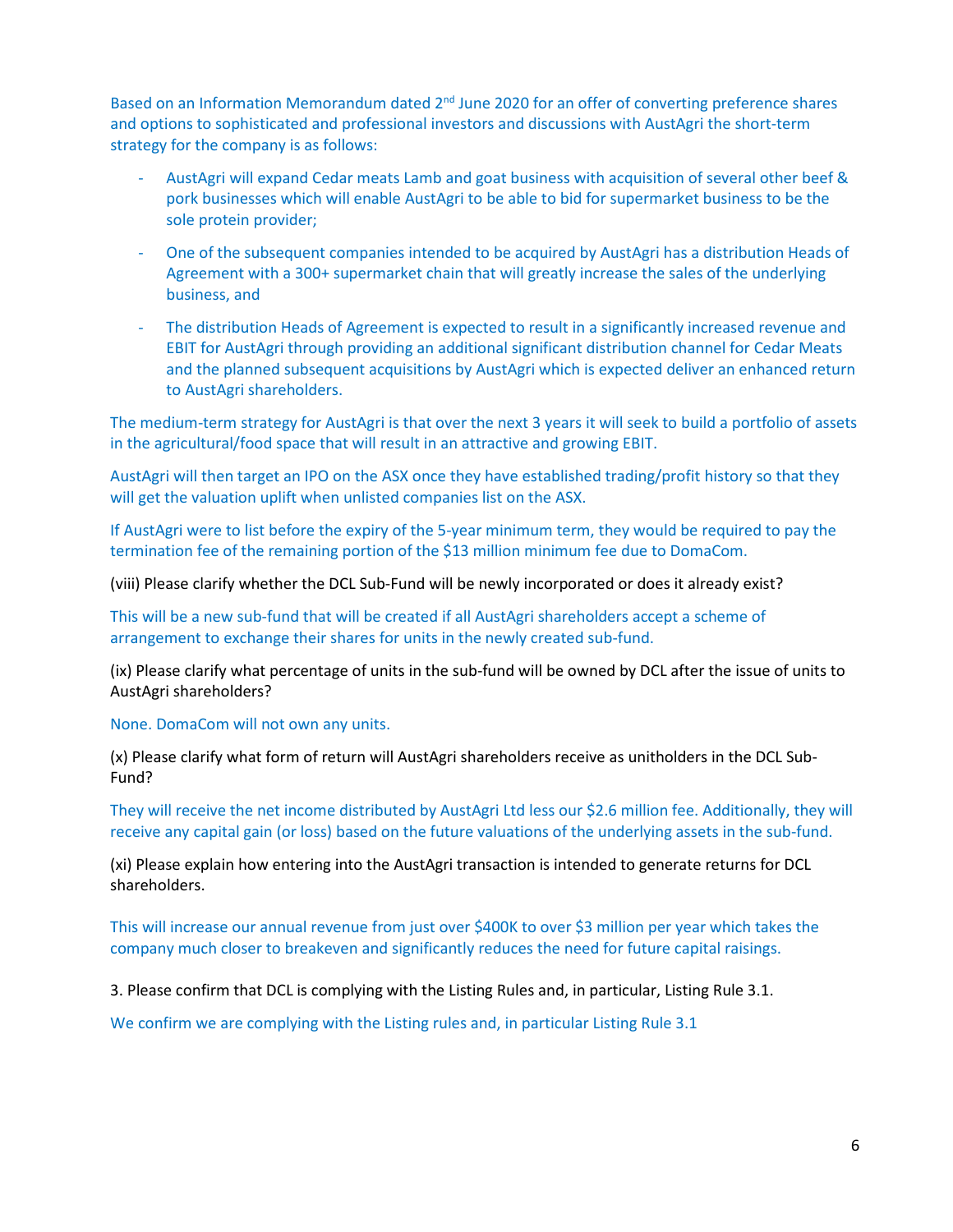Based on an Information Memorandum dated 2nd June 2020 for an offer of converting preference shares and options to sophisticated and professional investors and discussions with AustAgri the short-term strategy for the company is as follows:

- AustAgri will expand Cedar meats Lamb and goat business with acquisition of several other beef & pork businesses which will enable AustAgri to be able to bid for supermarket business to be the sole protein provider;
- One of the subsequent companies intended to be acquired by AustAgri has a distribution Heads of Agreement with a 300+ supermarket chain that will greatly increase the sales of the underlying business, and
- The distribution Heads of Agreement is expected to result in a significantly increased revenue and EBIT for AustAgri through providing an additional significant distribution channel for Cedar Meats and the planned subsequent acquisitions by AustAgri which is expected deliver an enhanced return to AustAgri shareholders.

The medium-term strategy for AustAgri is that over the next 3 years it will seek to build a portfolio of assets in the agricultural/food space that will result in an attractive and growing EBIT.

AustAgri will then target an IPO on the ASX once they have established trading/profit history so that they will get the valuation uplift when unlisted companies list on the ASX.

If AustAgri were to list before the expiry of the 5-year minimum term, they would be required to pay the termination fee of the remaining portion of the $13 million minimum fee due to DomaCom.

(viii) Please clarify whether the DCL Sub-Fund will be newly incorporated or does it already exist?

This will be a new sub-fund that will be created if all AustAgri shareholders accept a scheme of arrangement to exchange their shares for units in the newly created sub-fund.

(ix) Please clarify what percentage of units in the sub-fund will be owned by DCL after the issue of units to AustAgri shareholders?

None. DomaCom will not own any units.

(x) Please clarify what form of return will AustAgri shareholders receive as unitholders in the DCL Sub-Fund?

They will receive the net income distributed by AustAgri Ltd less our $2.6 million fee. Additionally, they will receive any capital gain (or loss) based on the future valuations of the underlying assets in the sub-fund.

(xi) Please explain how entering into the AustAgri transaction is intended to generate returns for DCL shareholders.

This will increase our annual revenue from just over $400K to over $3 million per year which takes the company much closer to breakeven and significantly reduces the need for future capital raisings.

3. Please confirm that DCL is complying with the Listing Rules and, in particular, Listing Rule 3.1.

We confirm we are complying with the Listing rules and, in particular Listing Rule 3.1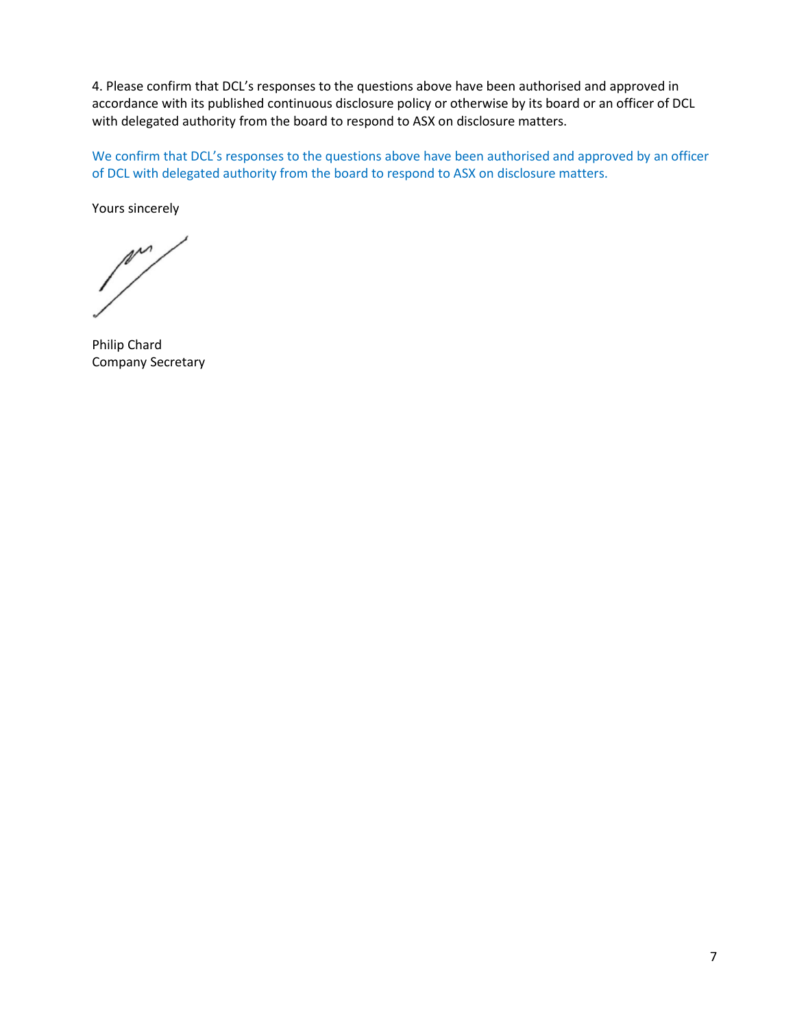4. Please confirm that DCL's responses to the questions above have been authorised and approved in accordance with its published continuous disclosure policy or otherwise by its board or an officer of DCL with delegated authority from the board to respond to ASX on disclosure matters.

We confirm that DCL's responses to the questions above have been authorised and approved by an officer of DCL with delegated authority from the board to respond to ASX on disclosure matters.

Yours sincerely

Philip Chard
Company Secretary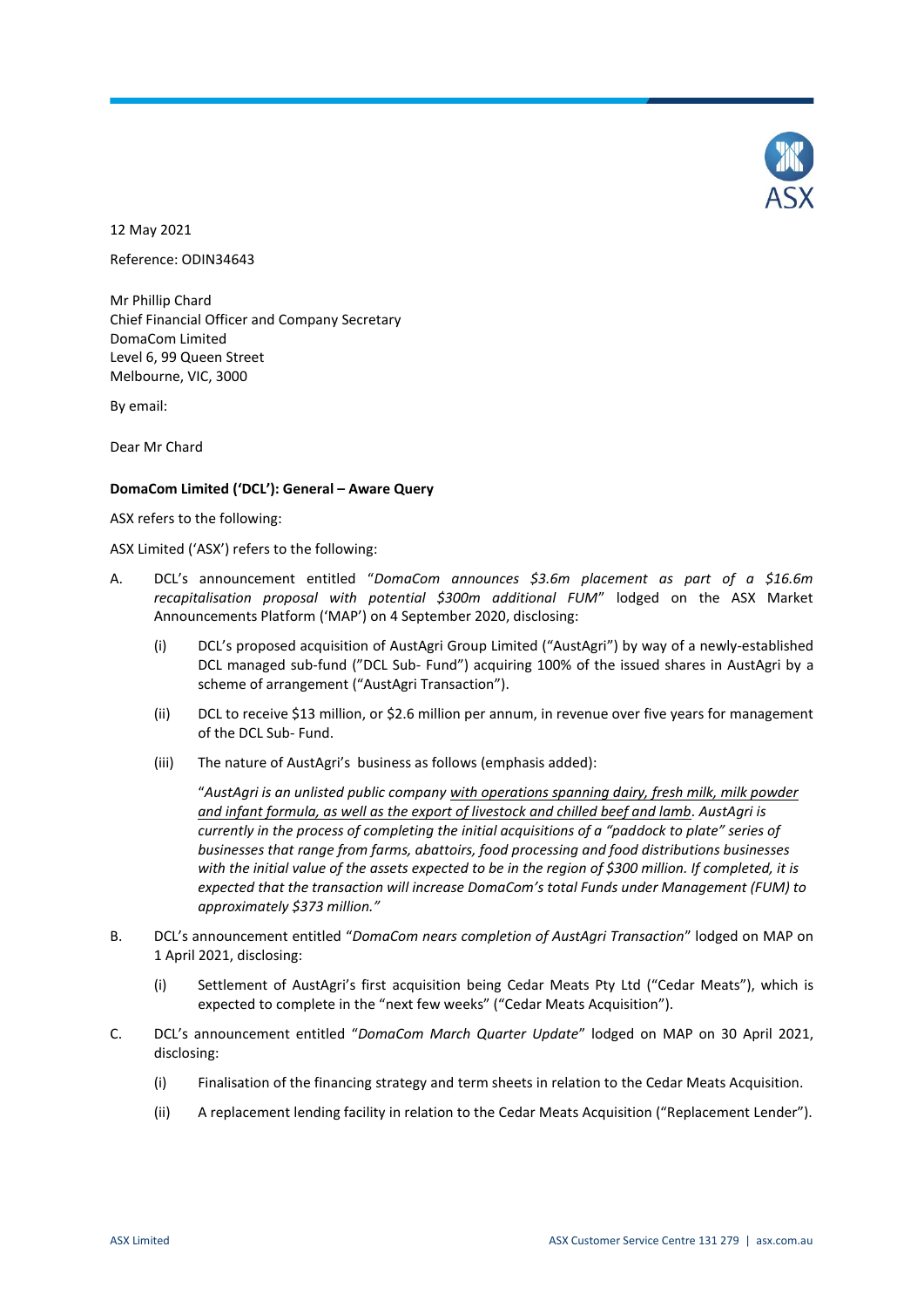12 May 2021

Reference: ODIN34643

Mr Phillip Chard
Chief Financial Officer and Company Secretary
DomaCom Limited
Level 6, 99 Queen Street
Melbourne, VIC, 3000

By email:

Dear Mr Chard

**DomaCom Limited ('DCL'): General – Aware Query**

ASX refers to the following:

ASX Limited ('ASX') refers to the following:

A. DCL's announcement entitled "*DomaCom announces $3.6m placement as part of a $16.6m recapitalisation proposal with potential $300m additional FUM*" lodged on the ASX Market Announcements Platform ('MAP') on 4 September 2020, disclosing:

   (i) DCL's proposed acquisition of AustAgri Group Limited ("AustAgri") by way of a newly-established DCL managed sub-fund ("DCL Sub- Fund") acquiring 100% of the issued shares in AustAgri by a scheme of arrangement ("AustAgri Transaction").

   (ii) DCL to receive $13 million, or $2.6 million per annum, in revenue over five years for management of the DCL Sub- Fund.

   (iii) The nature of AustAgri's business as follows (emphasis added):

   "*AustAgri is an unlisted public company <u>with operations spanning dairy, fresh milk, milk powder and infant formula, as well as the export of livestock and chilled beef and lamb</u>. AustAgri is currently in the process of completing the initial acquisitions of a "paddock to plate" series of businesses that range from farms, abattoirs, food processing and food distributions businesses with the initial value of the assets expected to be in the region of $300 million. If completed, it is expected that the transaction will increase DomaCom's total Funds under Management (FUM) to approximately $373 million.*"

B. DCL's announcement entitled "*DomaCom nears completion of AustAgri Transaction*" lodged on MAP on 1 April 2021, disclosing:

   (i) Settlement of AustAgri's first acquisition being Cedar Meats Pty Ltd ("Cedar Meats"), which is expected to complete in the "next few weeks" ("Cedar Meats Acquisition").

C. DCL's announcement entitled "*DomaCom March Quarter Update*" lodged on MAP on 30 April 2021, disclosing:

   (i) Finalisation of the financing strategy and term sheets in relation to the Cedar Meats Acquisition.

   (ii) A replacement lending facility in relation to the Cedar Meats Acquisition ("Replacement Lender").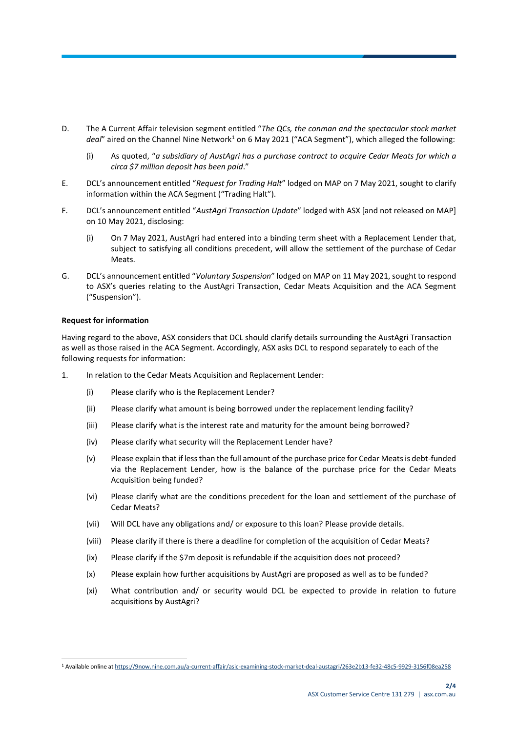D. The A Current Affair television segment entitled "*The QCs, the conman and the spectacular stock market deal*" aired on the Channel Nine Network[1] on 6 May 2021 ("ACA Segment"), which alleged the following:

   (i) As quoted, "*a subsidiary of AustAgri has a purchase contract to acquire Cedar Meats for which a circa $7 million deposit has been paid*."

E. DCL's announcement entitled "*Request for Trading Halt*" lodged on MAP on 7 May 2021, sought to clarify information within the ACA Segment ("Trading Halt").

F. DCL's announcement entitled "*AustAgri Transaction Update*" lodged with ASX [and not released on MAP] on 10 May 2021, disclosing:

   (i) On 7 May 2021, AustAgri had entered into a binding term sheet with a Replacement Lender that, subject to satisfying all conditions precedent, will allow the settlement of the purchase of Cedar Meats.

G. DCL's announcement entitled "*Voluntary Suspension*" lodged on MAP on 11 May 2021, sought to respond to ASX's queries relating to the AustAgri Transaction, Cedar Meats Acquisition and the ACA Segment ("Suspension").

**Request for information**

Having regard to the above, ASX considers that DCL should clarify details surrounding the AustAgri Transaction as well as those raised in the ACA Segment. Accordingly, ASX asks DCL to respond separately to each of the following requests for information:

1. In relation to the Cedar Meats Acquisition and Replacement Lender:

   (i) Please clarify who is the Replacement Lender?

   (ii) Please clarify what amount is being borrowed under the replacement lending facility?

   (iii) Please clarify what is the interest rate and maturity for the amount being borrowed?

   (iv) Please clarify what security will the Replacement Lender have?

   (v) Please explain that if less than the full amount of the purchase price for Cedar Meats is debt-funded via the Replacement Lender, how is the balance of the purchase price for the Cedar Meats Acquisition being funded?

   (vi) Please clarify what are the conditions precedent for the loan and settlement of the purchase of Cedar Meats?

   (vii) Will DCL have any obligations and/ or exposure to this loan? Please provide details.

   (viii) Please clarify if there is there a deadline for completion of the acquisition of Cedar Meats?

   (ix) Please clarify if the $7m deposit is refundable if the acquisition does not proceed?

   (x) Please explain how further acquisitions by AustAgri are proposed as well as to be funded?

   (xi) What contribution and/ or security would DCL be expected to provide in relation to future acquisitions by AustAgri?

[1] Available online at https://9now.nine.com.au/a-current-affair/asic-examining-stock-market-deal-austagri/263e2b13-fe32-48c5-9929-3156f08ea258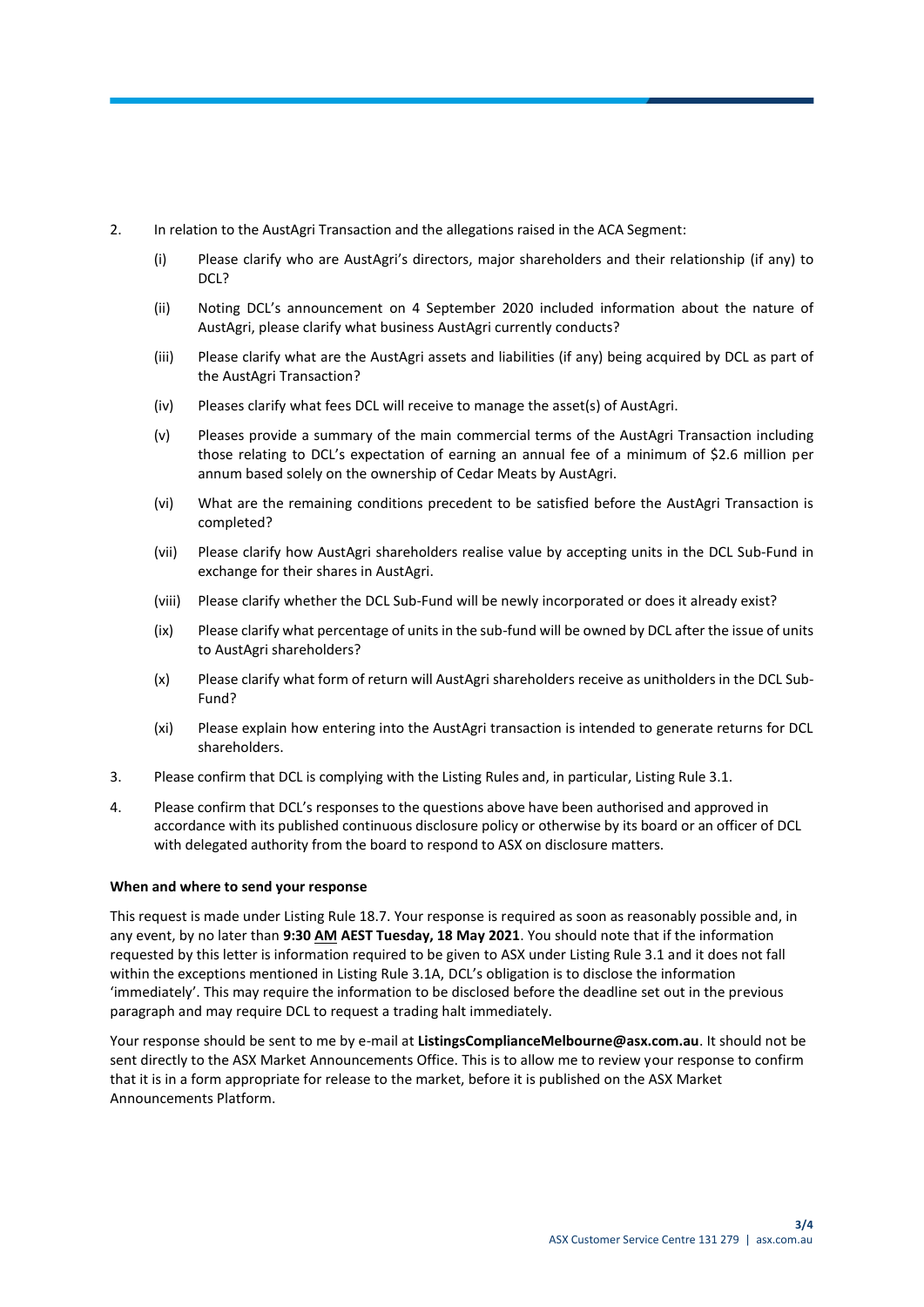2. In relation to the AustAgri Transaction and the allegations raised in the ACA Segment:

    (i) Please clarify who are AustAgri's directors, major shareholders and their relationship (if any) to DCL?

    (ii) Noting DCL's announcement on 4 September 2020 included information about the nature of AustAgri, please clarify what business AustAgri currently conducts?

    (iii) Please clarify what are the AustAgri assets and liabilities (if any) being acquired by DCL as part of the AustAgri Transaction?

    (iv) Pleases clarify what fees DCL will receive to manage the asset(s) of AustAgri.

    (v) Pleases provide a summary of the main commercial terms of the AustAgri Transaction including those relating to DCL's expectation of earning an annual fee of a minimum of \$2.6 million per annum based solely on the ownership of Cedar Meats by AustAgri.

    (vi) What are the remaining conditions precedent to be satisfied before the AustAgri Transaction is completed?

    (vii) Please clarify how AustAgri shareholders realise value by accepting units in the DCL Sub-Fund in exchange for their shares in AustAgri.

    (viii) Please clarify whether the DCL Sub-Fund will be newly incorporated or does it already exist?

    (ix) Please clarify what percentage of units in the sub-fund will be owned by DCL after the issue of units to AustAgri shareholders?

    (x) Please clarify what form of return will AustAgri shareholders receive as unitholders in the DCL Sub-Fund?

    (xi) Please explain how entering into the AustAgri transaction is intended to generate returns for DCL shareholders.

3. Please confirm that DCL is complying with the Listing Rules and, in particular, Listing Rule 3.1.

4. Please confirm that DCL's responses to the questions above have been authorised and approved in accordance with its published continuous disclosure policy or otherwise by its board or an officer of DCL with delegated authority from the board to respond to ASX on disclosure matters.

**When and where to send your response**

This request is made under Listing Rule 18.7. Your response is required as soon as reasonably possible and, in any event, by no later than **9:30 AM AEST Tuesday, 18 May 2021**. You should note that if the information requested by this letter is information required to be given to ASX under Listing Rule 3.1 and it does not fall within the exceptions mentioned in Listing Rule 3.1A, DCL's obligation is to disclose the information 'immediately'. This may require the information to be disclosed before the deadline set out in the previous paragraph and may require DCL to request a trading halt immediately.

Your response should be sent to me by e-mail at **ListingsComplianceMelbourne@asx.com.au**. It should not be sent directly to the ASX Market Announcements Office. This is to allow me to review your response to confirm that it is in a form appropriate for release to the market, before it is published on the ASX Market Announcements Platform.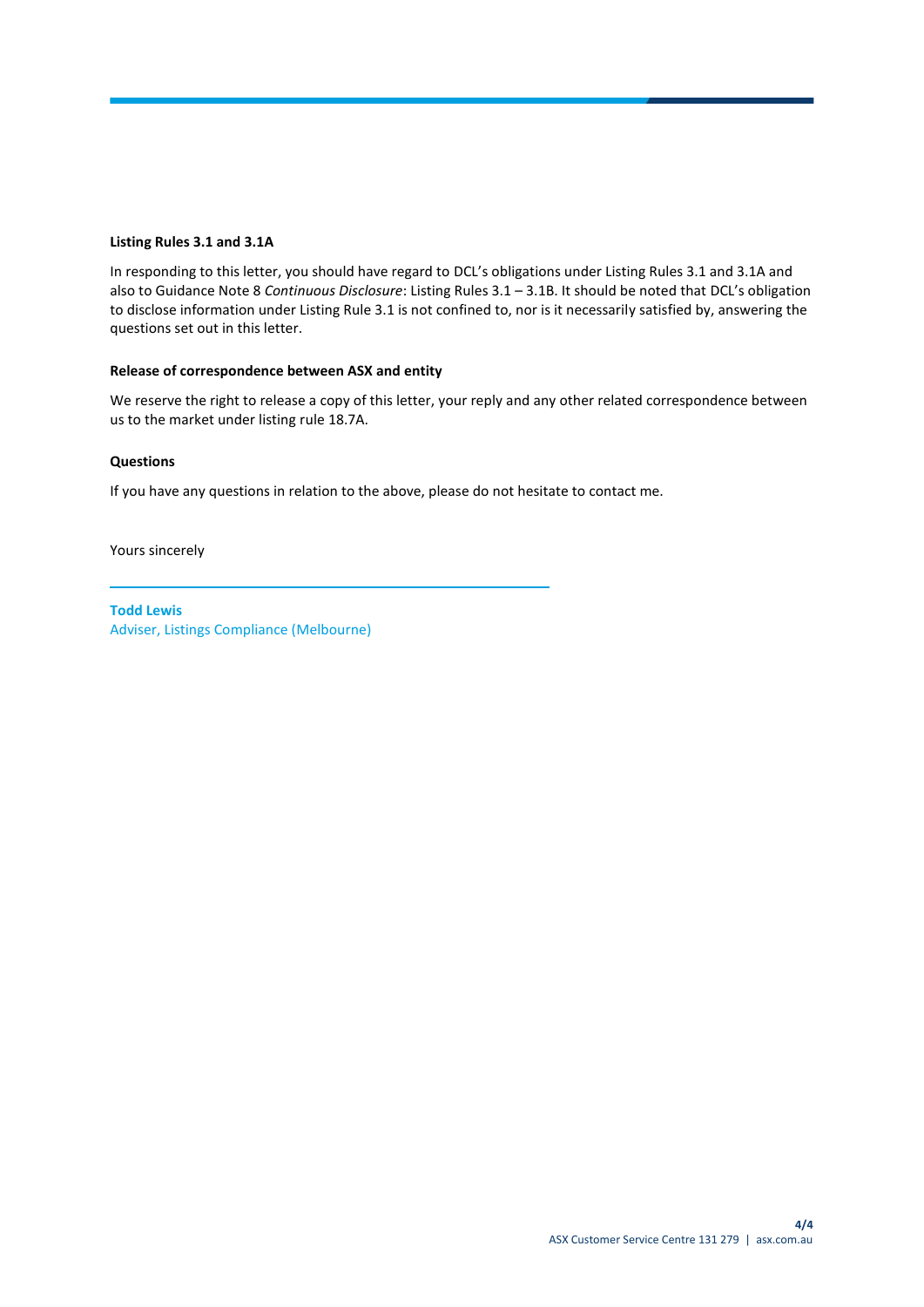**Listing Rules 3.1 and 3.1A**

In responding to this letter, you should have regard to DCL's obligations under Listing Rules 3.1 and 3.1A and also to Guidance Note 8 *Continuous Disclosure*: Listing Rules 3.1 – 3.1B. It should be noted that DCL's obligation to disclose information under Listing Rule 3.1 is not confined to, nor is it necessarily satisfied by, answering the questions set out in this letter.

**Release of correspondence between ASX and entity**

We reserve the right to release a copy of this letter, your reply and any other related correspondence between us to the market under listing rule 18.7A.

**Questions**

If you have any questions in relation to the above, please do not hesitate to contact me.

Yours sincerely

**Todd Lewis**
Adviser, Listings Compliance (Melbourne)